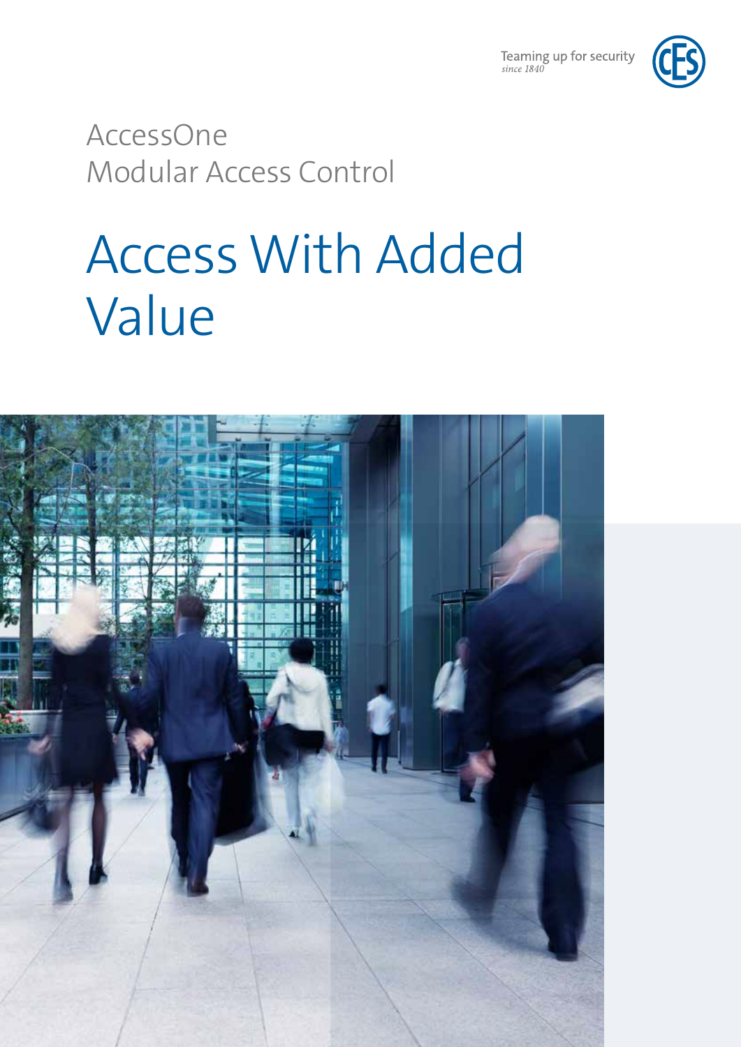Teaming up for security
*since 1840*

AccessOne
Modular Access Control

# Access With Added Value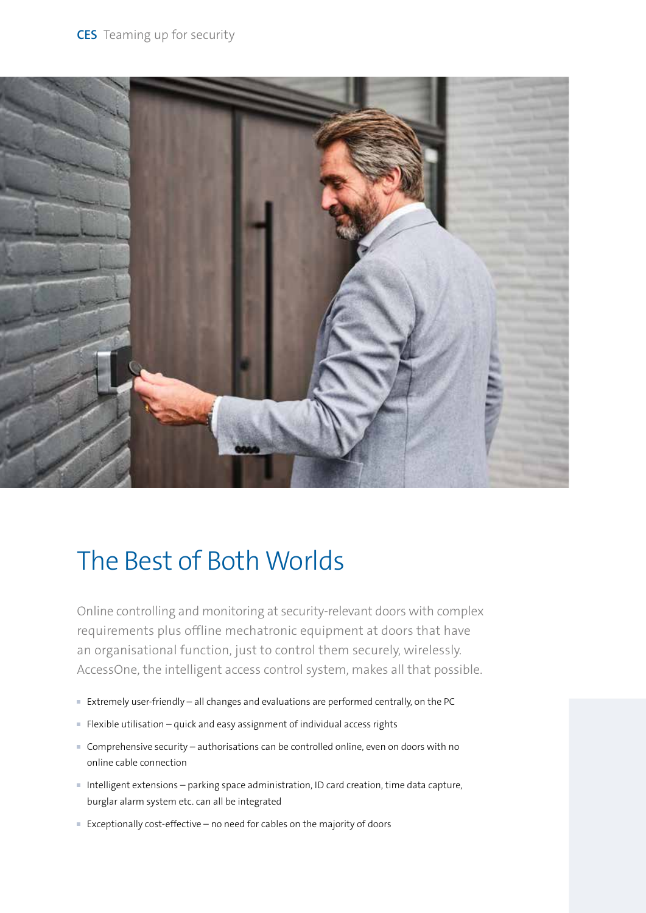# The Best of Both Worlds

Online controlling and monitoring at security-relevant doors with complex requirements plus offline mechatronic equipment at doors that have an organisational function, just to control them securely, wirelessly. AccessOne, the intelligent access control system, makes all that possible.

- Extremely user-friendly – all changes and evaluations are performed centrally, on the PC
- Flexible utilisation – quick and easy assignment of individual access rights
- Comprehensive security – authorisations can be controlled online, even on doors with no online cable connection
- Intelligent extensions – parking space administration, ID card creation, time data capture, burglar alarm system etc. can all be integrated
- Exceptionally cost-effective – no need for cables on the majority of doors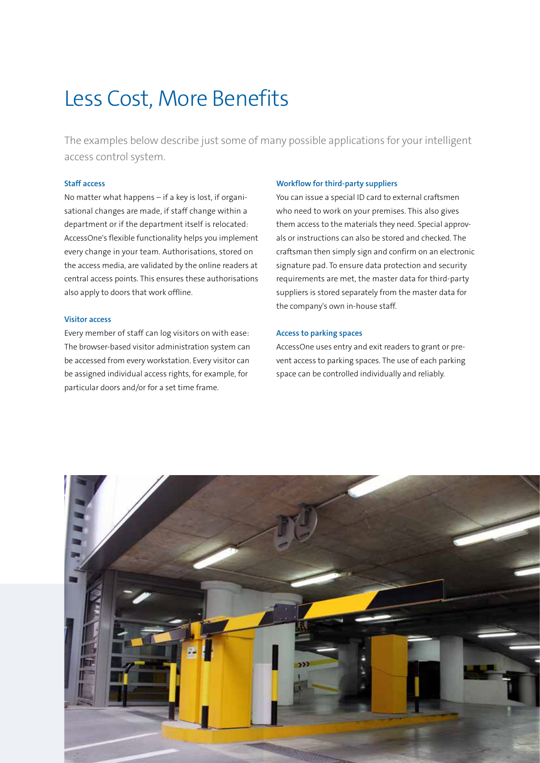# Less Cost, More Benefits

The examples below describe just some of many possible applications for your intelligent access control system.

### Staff access

No matter what happens – if a key is lost, if organisational changes are made, if staff change within a department or if the department itself is relocated: AccessOne's flexible functionality helps you implement every change in your team. Authorisations, stored on the access media, are validated by the online readers at central access points. This ensures these authorisations also apply to doors that work offline.

### Visitor access

Every member of staff can log visitors on with ease: The browser-based visitor administration system can be accessed from every workstation. Every visitor can be assigned individual access rights, for example, for particular doors and/or for a set time frame.

### Workflow for third-party suppliers

You can issue a special ID card to external craftsmen who need to work on your premises. This also gives them access to the materials they need. Special approvals or instructions can also be stored and checked. The craftsman then simply sign and confirm on an electronic signature pad. To ensure data protection and security requirements are met, the master data for third-party suppliers is stored separately from the master data for the company's own in-house staff.

### Access to parking spaces

AccessOne uses entry and exit readers to grant or prevent access to parking spaces. The use of each parking space can be controlled individually and reliably.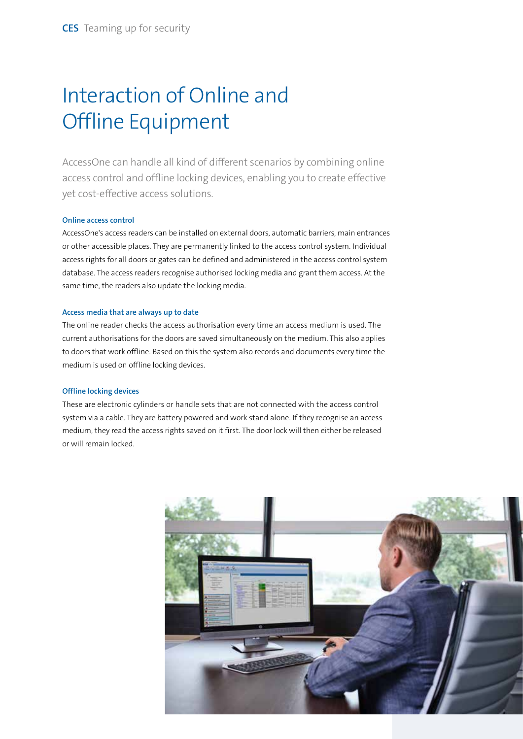# Interaction of Online and Offline Equipment

AccessOne can handle all kind of different scenarios by combining online access control and offline locking devices, enabling you to create effective yet cost-effective access solutions.

### Online access control

AccessOne's access readers can be installed on external doors, automatic barriers, main entrances or other accessible places. They are permanently linked to the access control system. Individual access rights for all doors or gates can be defined and administered in the access control system database. The access readers recognise authorised locking media and grant them access. At the same time, the readers also update the locking media.

### Access media that are always up to date

The online reader checks the access authorisation every time an access medium is used. The current authorisations for the doors are saved simultaneously on the medium. This also applies to doors that work offline. Based on this the system also records and documents every time the medium is used on offline locking devices.

### Offline locking devices

These are electronic cylinders or handle sets that are not connected with the access control system via a cable. They are battery powered and work stand alone. If they recognise an access medium, they read the access rights saved on it first. The door lock will then either be released or will remain locked.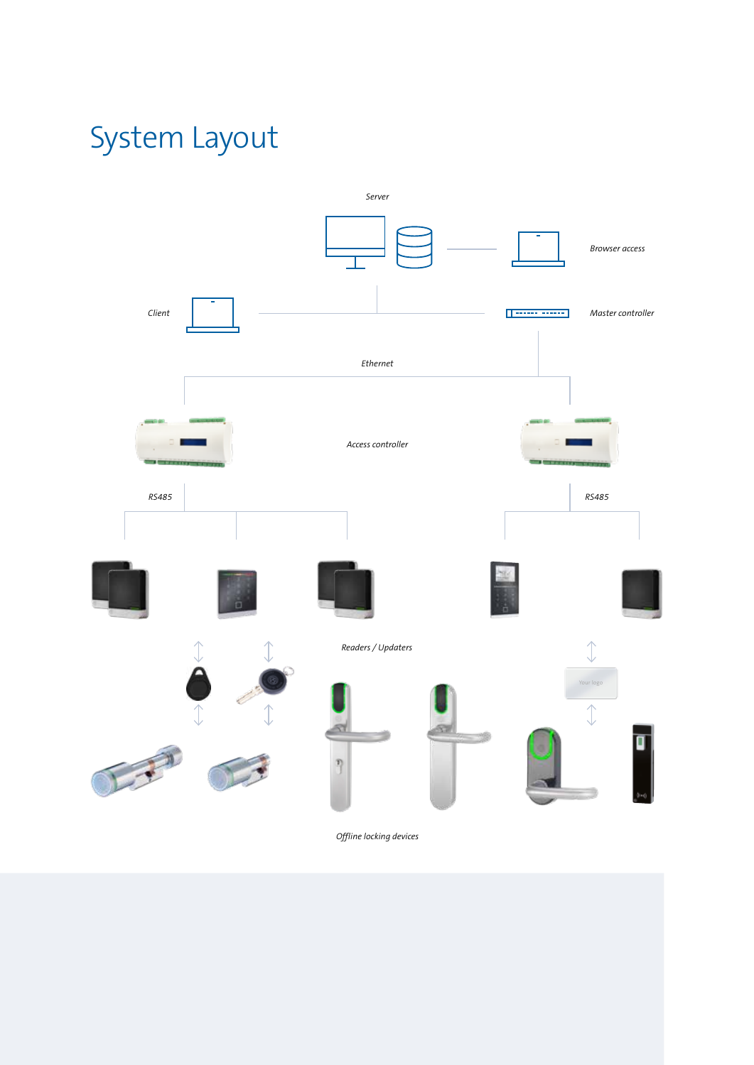# System Layout

*Server*

*Browser access*

*Client*

*Master controller*

*Ethernet*

*Access controller*

*RS485*

*RS485*

*Readers / Updaters*

*Offline locking devices*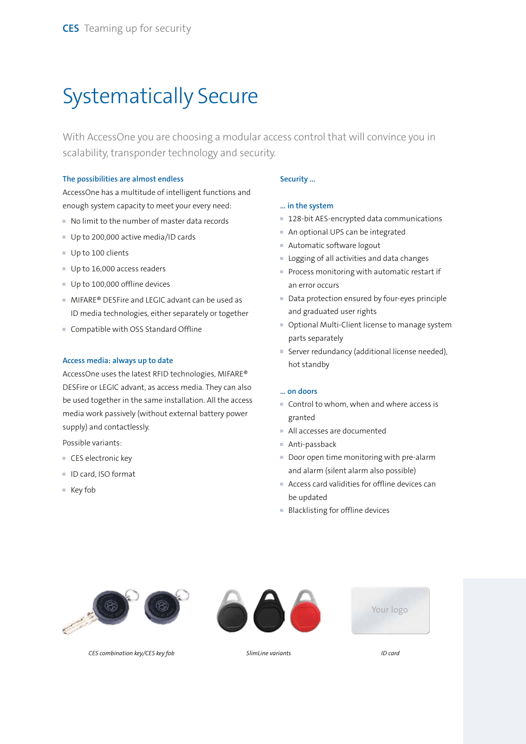# Systematically Secure

With AccessOne you are choosing a modular access control that will convince you in scalability, transponder technology and security.

### The possibilities are almost endless

AccessOne has a multitude of intelligent functions and enough system capacity to meet your every need:

- No limit to the number of master data records
- Up to 200,000 active media/ID cards
- Up to 100 clients
- Up to 16,000 access readers
- Up to 100,000 offline devices
- MIFARE® DESFire and LEGIC advant can be used as ID media technologies, either separately or together
- Compatible with OSS Standard Offline

### Access media: always up to date

AccessOne uses the latest RFID technologies, MIFARE® DESFire or LEGIC advant, as access media. They can also be used together in the same installation. All the access media work passively (without external battery power supply) and contactlessly.

Possible variants:

- CES electronic key
- ID card, ISO format
- Key fob

### Security ...

#### ... in the system

- 128-bit AES-encrypted data communications
- An optional UPS can be integrated
- Automatic software logout
- Logging of all activities and data changes
- Process monitoring with automatic restart if an error occurs
- Data protection ensured by four-eyes principle and graduated user rights
- Optional Multi-Client license to manage system parts separately
- Server redundancy (additional license needed), hot standby

#### ... on doors

- Control to whom, when and where access is granted
- All accesses are documented
- Anti-passback
- Door open time monitoring with pre-alarm and alarm (silent alarm also possible)
- Access card validities for offline devices can be updated
- Blacklisting for offline devices

*CES combination key/CES key fob*

*SlimLine variants*

*ID card*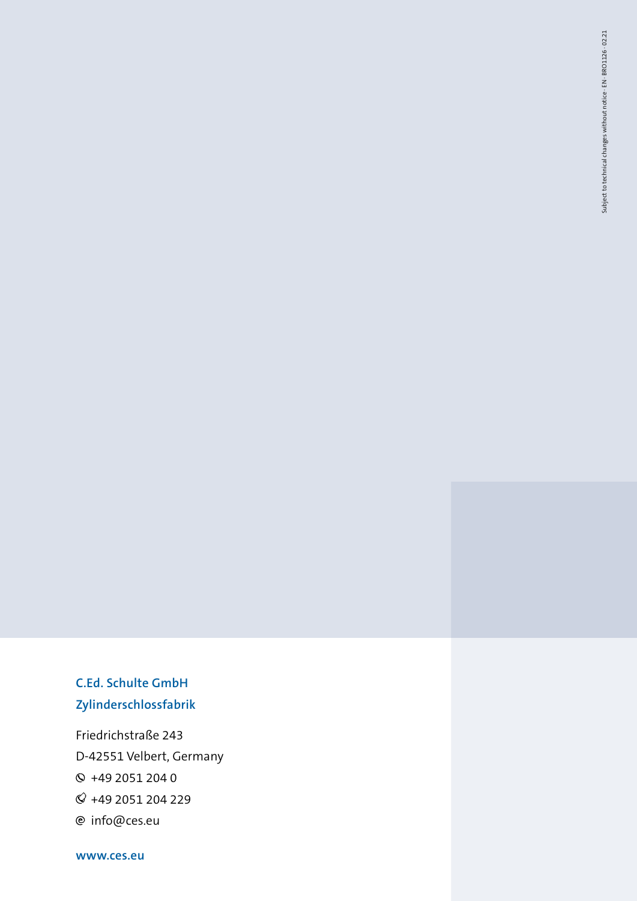Subject to technical changes without notice · EN · BRO1126 · 02.21

**C.Ed. Schulte GmbH**
**Zylinderschlossfabrik**

Friedrichstraße 243
D-42551 Velbert, Germany
+49 2051 204 0
+49 2051 204 229
info@ces.eu

**www.ces.eu**